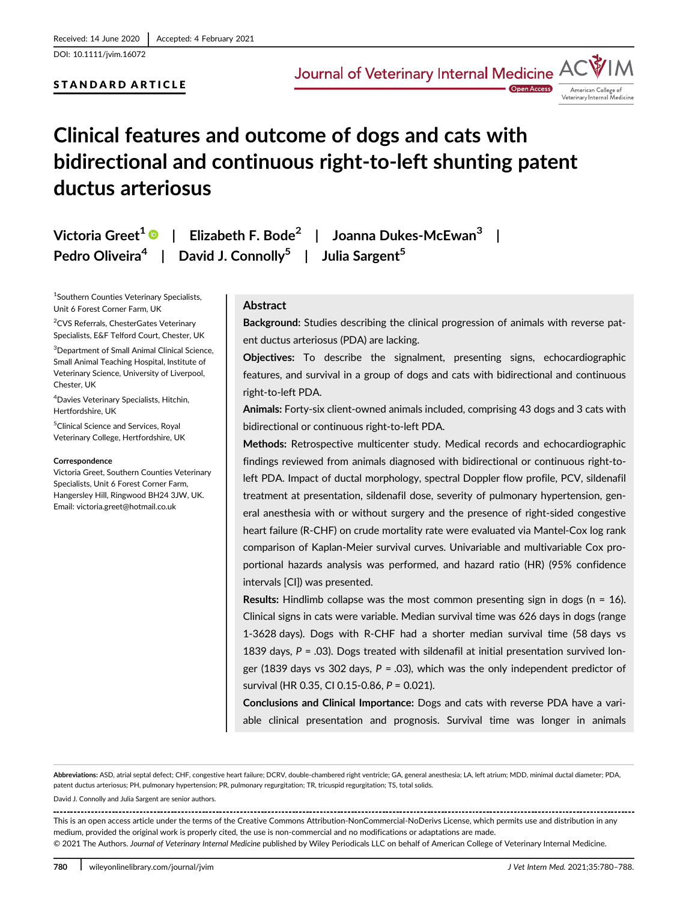Received: 14 June 2020 | Accepted: 4 February 2021

DOI: 10.1111/jvim.16072

**STANDARD ARTICLE**

# Clinical features and outcome of dogs and cats with bidirectional and continuous right-to-left shunting patent ductus arteriosus

Victoria Greet[1] | Elizabeth F. Bode[2] | Joanna Dukes-McEwan[3] | Pedro Oliveira[4] | David J. Connolly[5] | Julia Sargent[5]

[1]Southern Counties Veterinary Specialists, Unit 6 Forest Corner Farm, UK

[2]CVS Referrals, ChesterGates Veterinary Specialists, E&F Telford Court, Chester, UK

[3]Department of Small Animal Clinical Science, Small Animal Teaching Hospital, Institute of Veterinary Science, University of Liverpool, Chester, UK

[4]Davies Veterinary Specialists, Hitchin, Hertfordshire, UK

[5]Clinical Science and Services, Royal Veterinary College, Hertfordshire, UK

**Correspondence**

Victoria Greet, Southern Counties Veterinary Specialists, Unit 6 Forest Corner Farm, Hangersley Hill, Ringwood BH24 3JW, UK.
Email: victoria.greet@hotmail.co.uk

## Abstract

**Background:** Studies describing the clinical progression of animals with reverse patent ductus arteriosus (PDA) are lacking.

**Objectives:** To describe the signalment, presenting signs, echocardiographic features, and survival in a group of dogs and cats with bidirectional and continuous right-to-left PDA.

**Animals:** Forty-six client-owned animals included, comprising 43 dogs and 3 cats with bidirectional or continuous right-to-left PDA.

**Methods:** Retrospective multicenter study. Medical records and echocardiographic findings reviewed from animals diagnosed with bidirectional or continuous right-to-left PDA. Impact of ductal morphology, spectral Doppler flow profile, PCV, sildenafil treatment at presentation, sildenafil dose, severity of pulmonary hypertension, general anesthesia with or without surgery and the presence of right-sided congestive heart failure (R-CHF) on crude mortality rate were evaluated via Mantel-Cox log rank comparison of Kaplan-Meier survival curves. Univariable and multivariable Cox proportional hazards analysis was performed, and hazard ratio (HR) (95% confidence intervals [CI]) was presented.

**Results:** Hindlimb collapse was the most common presenting sign in dogs (n = 16). Clinical signs in cats were variable. Median survival time was 626 days in dogs (range 1-3628 days). Dogs with R-CHF had a shorter median survival time (58 days vs 1839 days, $P = .03$). Dogs treated with sildenafil at initial presentation survived longer (1839 days vs 302 days, $P = .03$), which was the only independent predictor of survival (HR 0.35, CI 0.15-0.86, $P = 0.021$).

**Conclusions and Clinical Importance:** Dogs and cats with reverse PDA have a variable clinical presentation and prognosis. Survival time was longer in animals

**Abbreviations:** ASD, atrial septal defect; CHF, congestive heart failure; DCRV, double-chambered right ventricle; GA, general anesthesia; LA, left atrium; MDD, minimal ductal diameter; PDA, patent ductus arteriosus; PH, pulmonary hypertension; PR, pulmonary regurgitation; TR, tricuspid regurgitation; TS, total solids.

David J. Connolly and Julia Sargent are senior authors.

This is an open access article under the terms of the Creative Commons Attribution-NonCommercial-NoDerivs License, which permits use and distribution in any medium, provided the original work is properly cited, the use is non-commercial and no modifications or adaptations are made.
© 2021 The Authors. *Journal of Veterinary Internal Medicine* published by Wiley Periodicals LLC on behalf of American College of Veterinary Internal Medicine.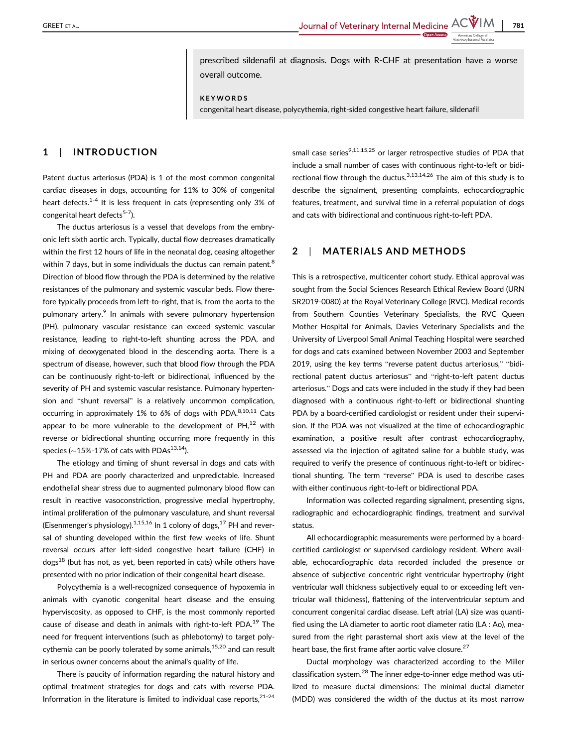prescribed sildenafil at diagnosis. Dogs with R-CHF at presentation have a worse overall outcome.

**KEYWORDS**

congenital heart disease, polycythemia, right-sided congestive heart failure, sildenafil

## 1 | INTRODUCTION

Patent ductus arteriosus (PDA) is 1 of the most common congenital cardiac diseases in dogs, accounting for 11% to 30% of congenital heart defects.[1-4] It is less frequent in cats (representing only 3% of congenital heart defects[5-7]).

The ductus arteriosus is a vessel that develops from the embryonic left sixth aortic arch. Typically, ductal flow decreases dramatically within the first 12 hours of life in the neonatal dog, ceasing altogether within 7 days, but in some individuals the ductus can remain patent.[8] Direction of blood flow through the PDA is determined by the relative resistances of the pulmonary and systemic vascular beds. Flow therefore typically proceeds from left-to-right, that is, from the aorta to the pulmonary artery.[9] In animals with severe pulmonary hypertension (PH), pulmonary vascular resistance can exceed systemic vascular resistance, leading to right-to-left shunting across the PDA, and mixing of deoxygenated blood in the descending aorta. There is a spectrum of disease, however, such that blood flow through the PDA can be continuously right-to-left or bidirectional, influenced by the severity of PH and systemic vascular resistance. Pulmonary hypertension and "shunt reversal" is a relatively uncommon complication, occurring in approximately 1% to 6% of dogs with PDA.[8,10,11] Cats appear to be more vulnerable to the development of PH,[12] with reverse or bidirectional shunting occurring more frequently in this species (~15%-17% of cats with PDAs[13,14]).

The etiology and timing of shunt reversal in dogs and cats with PH and PDA are poorly characterized and unpredictable. Increased endothelial shear stress due to augmented pulmonary blood flow can result in reactive vasoconstriction, progressive medial hypertrophy, intimal proliferation of the pulmonary vasculature, and shunt reversal (Eisenmenger's physiology).[1,15,16] In 1 colony of dogs,[17] PH and reversal of shunting developed within the first few weeks of life. Shunt reversal occurs after left-sided congestive heart failure (CHF) in dogs[18] (but has not, as yet, been reported in cats) while others have presented with no prior indication of their congenital heart disease.

Polycythemia is a well-recognized consequence of hypoxemia in animals with cyanotic congenital heart disease and the ensuing hyperviscosity, as opposed to CHF, is the most commonly reported cause of disease and death in animals with right-to-left PDA.[19] The need for frequent interventions (such as phlebotomy) to target polycythemia can be poorly tolerated by some animals,[15,20] and can result in serious owner concerns about the animal's quality of life.

There is paucity of information regarding the natural history and optimal treatment strategies for dogs and cats with reverse PDA. Information in the literature is limited to individual case reports,[21-24] small case series[9,11,15,25] or larger retrospective studies of PDA that include a small number of cases with continuous right-to-left or bidirectional flow through the ductus.[3,13,14,26] The aim of this study is to describe the signalment, presenting complaints, echocardiographic features, treatment, and survival time in a referral population of dogs and cats with bidirectional and continuous right-to-left PDA.

## 2 | MATERIALS AND METHODS

This is a retrospective, multicenter cohort study. Ethical approval was sought from the Social Sciences Research Ethical Review Board (URN SR2019-0080) at the Royal Veterinary College (RVC). Medical records from Southern Counties Veterinary Specialists, the RVC Queen Mother Hospital for Animals, Davies Veterinary Specialists and the University of Liverpool Small Animal Teaching Hospital were searched for dogs and cats examined between November 2003 and September 2019, using the key terms "reverse patent ductus arteriosus," "bidirectional patent ductus arteriosus" and "right-to-left patent ductus arteriosus." Dogs and cats were included in the study if they had been diagnosed with a continuous right-to-left or bidirectional shunting PDA by a board-certified cardiologist or resident under their supervision. If the PDA was not visualized at the time of echocardiographic examination, a positive result after contrast echocardiography, assessed via the injection of agitated saline for a bubble study, was required to verify the presence of continuous right-to-left or bidirectional shunting. The term "reverse" PDA is used to describe cases with either continuous right-to-left or bidirectional PDA.

Information was collected regarding signalment, presenting signs, radiographic and echocardiographic findings, treatment and survival status.

All echocardiographic measurements were performed by a board-certified cardiologist or supervised cardiology resident. Where available, echocardiographic data recorded included the presence or absence of subjective concentric right ventricular hypertrophy (right ventricular wall thickness subjectively equal to or exceeding left ventricular wall thickness), flattening of the interventricular septum and concurrent congenital cardiac disease. Left atrial (LA) size was quantified using the LA diameter to aortic root diameter ratio (LA : Ao), measured from the right parasternal short axis view at the level of the heart base, the first frame after aortic valve closure.[27]

Ductal morphology was characterized according to the Miller classification system.[28] The inner edge-to-inner edge method was utilized to measure ductal dimensions: The minimal ductal diameter (MDD) was considered the width of the ductus at its most narrow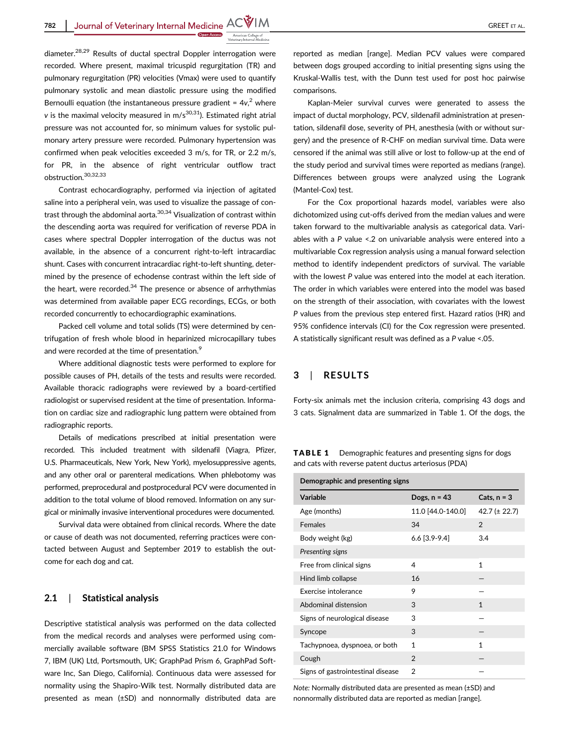diameter.[28,29] Results of ductal spectral Doppler interrogation were recorded. Where present, maximal tricuspid regurgitation (TR) and pulmonary regurgitation (PR) velocities (Vmax) were used to quantify pulmonary systolic and mean diastolic pressure using the modified Bernoulli equation (the instantaneous pressure gradient = $4v^2$, where $v$ is the maximal velocity measured in m/s[30,31]). Estimated right atrial pressure was not accounted for, so minimum values for systolic pulmonary artery pressure were recorded. Pulmonary hypertension was confirmed when peak velocities exceeded 3 m/s, for TR, or 2.2 m/s, for PR, in the absence of right ventricular outflow tract obstruction.[30,32,33]

Contrast echocardiography, performed via injection of agitated saline into a peripheral vein, was used to visualize the passage of contrast through the abdominal aorta.[30,34] Visualization of contrast within the descending aorta was required for verification of reverse PDA in cases where spectral Doppler interrogation of the ductus was not available, in the absence of a concurrent right-to-left intracardiac shunt. Cases with concurrent intracardiac right-to-left shunting, determined by the presence of echodense contrast within the left side of the heart, were recorded.[34] The presence or absence of arrhythmias was determined from available paper ECG recordings, ECGs, or both recorded concurrently to echocardiographic examinations.

Packed cell volume and total solids (TS) were determined by centrifugation of fresh whole blood in heparinized microcapillary tubes and were recorded at the time of presentation.[9]

Where additional diagnostic tests were performed to explore for possible causes of PH, details of the tests and results were recorded. Available thoracic radiographs were reviewed by a board-certified radiologist or supervised resident at the time of presentation. Information on cardiac size and radiographic lung pattern were obtained from radiographic reports.

Details of medications prescribed at initial presentation were recorded. This included treatment with sildenafil (Viagra, Pfizer, U.S. Pharmaceuticals, New York, New York), myelosuppressive agents, and any other oral or parenteral medications. When phlebotomy was performed, preprocedural and postprocedural PCV were documented in addition to the total volume of blood removed. Information on any surgical or minimally invasive interventional procedures were documented.

Survival data were obtained from clinical records. Where the date or cause of death was not documented, referring practices were contacted between August and September 2019 to establish the outcome for each dog and cat.

### 2.1 | Statistical analysis

Descriptive statistical analysis was performed on the data collected from the medical records and analyses were performed using commercially available software (BM SPSS Statistics 21.0 for Windows 7, IBM (UK) Ltd, Portsmouth, UK; GraphPad Prism 6, GraphPad Software Inc, San Diego, California). Continuous data were assessed for normality using the Shapiro-Wilk test. Normally distributed data are presented as mean (±SD) and nonnormally distributed data are reported as median [range]. Median PCV values were compared between dogs grouped according to initial presenting signs using the Kruskal-Wallis test, with the Dunn test used for post hoc pairwise comparisons.

Kaplan-Meier survival curves were generated to assess the impact of ductal morphology, PCV, sildenafil administration at presentation, sildenafil dose, severity of PH, anesthesia (with or without surgery) and the presence of R-CHF on median survival time. Data were censored if the animal was still alive or lost to follow-up at the end of the study period and survival times were reported as medians (range). Differences between groups were analyzed using the Logrank (Mantel-Cox) test.

For the Cox proportional hazards model, variables were also dichotomized using cut-offs derived from the median values and were taken forward to the multivariable analysis as categorical data. Variables with a $P$ value <.2 on univariable analysis were entered into a multivariable Cox regression analysis using a manual forward selection method to identify independent predictors of survival. The variable with the lowest $P$ value was entered into the model at each iteration. The order in which variables were entered into the model was based on the strength of their association, with covariates with the lowest $P$ values from the previous step entered first. Hazard ratios (HR) and 95% confidence intervals (CI) for the Cox regression were presented. A statistically significant result was defined as a $P$ value <.05.

## 3 | RESULTS

Forty-six animals met the inclusion criteria, comprising 43 dogs and 3 cats. Signalment data are summarized in Table 1. Of the dogs, the

**TABLE 1** Demographic features and presenting signs for dogs and cats with reverse patent ductus arteriosus (PDA)

| Demographic and presenting signs | | |
|---|---|---|
| **Variable** | **Dogs, n = 43** | **Cats, n = 3** |
| Age (months) | 11.0 [44.0-140.0] | 42.7 (± 22.7) |
| Females | 34 | 2 |
| Body weight (kg) | 6.6 [3.9-9.4] | 3.4 |
| *Presenting signs* | | |
| Free from clinical signs | 4 | 1 |
| Hind limb collapse | 16 | — |
| Exercise intolerance | 9 | — |
| Abdominal distension | 3 | 1 |
| Signs of neurological disease | 3 | — |
| Syncope | 3 | — |
| Tachypnoea, dyspnoea, or both | 1 | 1 |
| Cough | 2 | — |
| Signs of gastrointestinal disease | 2 | — |

*Note:* Normally distributed data are presented as mean (±SD) and nonnormally distributed data are reported as median [range].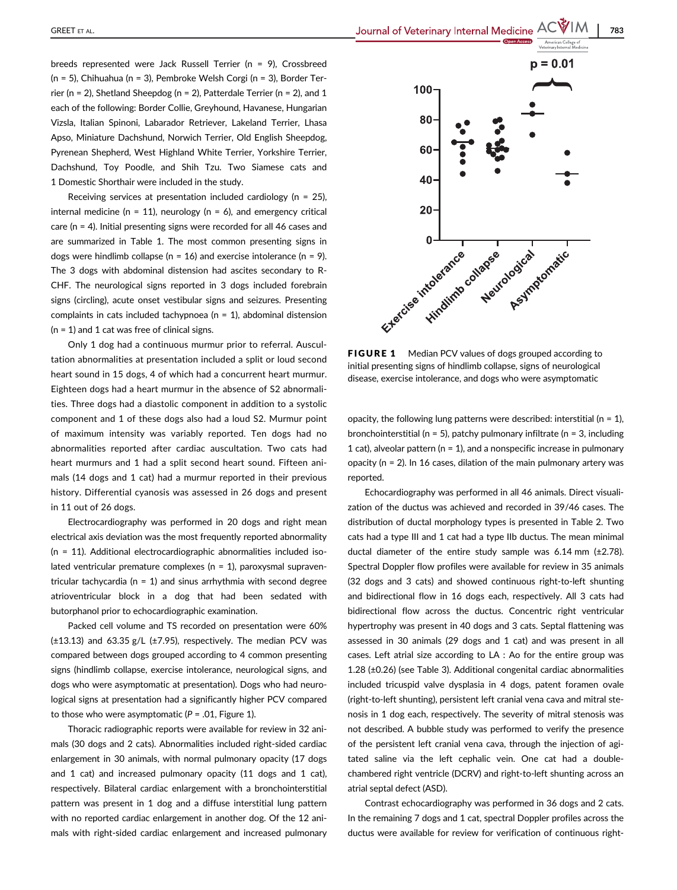breeds represented were Jack Russell Terrier (n = 9), Crossbreed (n = 5), Chihuahua (n = 3), Pembroke Welsh Corgi (n = 3), Border Terrier (n = 2), Shetland Sheepdog (n = 2), Patterdale Terrier (n = 2), and 1 each of the following: Border Collie, Greyhound, Havanese, Hungarian Vizsla, Italian Spinoni, Labarador Retriever, Lakeland Terrier, Lhasa Apso, Miniature Dachshund, Norwich Terrier, Old English Sheepdog, Pyrenean Shepherd, West Highland White Terrier, Yorkshire Terrier, Dachshund, Toy Poodle, and Shih Tzu. Two Siamese cats and 1 Domestic Shorthair were included in the study.

Receiving services at presentation included cardiology (n = 25), internal medicine (n = 11), neurology (n = 6), and emergency critical care (n = 4). Initial presenting signs were recorded for all 46 cases and are summarized in Table 1. The most common presenting signs in dogs were hindlimb collapse (n = 16) and exercise intolerance (n = 9). The 3 dogs with abdominal distension had ascites secondary to R-CHF. The neurological signs reported in 3 dogs included forebrain signs (circling), acute onset vestibular signs and seizures. Presenting complaints in cats included tachypnoea (n = 1), abdominal distension (n = 1) and 1 cat was free of clinical signs.

Only 1 dog had a continuous murmur prior to referral. Auscultation abnormalities at presentation included a split or loud second heart sound in 15 dogs, 4 of which had a concurrent heart murmur. Eighteen dogs had a heart murmur in the absence of S2 abnormalities. Three dogs had a diastolic component in addition to a systolic component and 1 of these dogs also had a loud S2. Murmur point of maximum intensity was variably reported. Ten dogs had no abnormalities reported after cardiac auscultation. Two cats had heart murmurs and 1 had a split second heart sound. Fifteen animals (14 dogs and 1 cat) had a murmur reported in their previous history. Differential cyanosis was assessed in 26 dogs and present in 11 out of 26 dogs.

Electrocardiography was performed in 20 dogs and right mean electrical axis deviation was the most frequently reported abnormality (n = 11). Additional electrocardiographic abnormalities included isolated ventricular premature complexes (n = 1), paroxysmal supraventricular tachycardia (n = 1) and sinus arrhythmia with second degree atrioventricular block in a dog that had been sedated with butorphanol prior to echocardiographic examination.

Packed cell volume and TS recorded on presentation were 60% (±13.13) and 63.35 g/L (±7.95), respectively. The median PCV was compared between dogs grouped according to 4 common presenting signs (hindlimb collapse, exercise intolerance, neurological signs, and dogs who were asymptomatic at presentation). Dogs who had neurological signs at presentation had a significantly higher PCV compared to those who were asymptomatic ($P = .01$, Figure 1).

Thoracic radiographic reports were available for review in 32 animals (30 dogs and 2 cats). Abnormalities included right-sided cardiac enlargement in 30 animals, with normal pulmonary opacity (17 dogs and 1 cat) and increased pulmonary opacity (11 dogs and 1 cat), respectively. Bilateral cardiac enlargement with a bronchointerstitial pattern was present in 1 dog and a diffuse interstitial lung pattern with no reported cardiac enlargement in another dog. Of the 12 animals with right-sided cardiac enlargement and increased pulmonary opacity, the following lung patterns were described: interstitial (n = 1), bronchointerstitial (n = 5), patchy pulmonary infiltrate (n = 3, including 1 cat), alveolar pattern (n = 1), and a nonspecific increase in pulmonary opacity (n = 2). In 16 cases, dilation of the main pulmonary artery was reported.

**FIGURE 1** Median PCV values of dogs grouped according to initial presenting signs of hindlimb collapse, signs of neurological disease, exercise intolerance, and dogs who were asymptomatic

Echocardiography was performed in all 46 animals. Direct visualization of the ductus was achieved and recorded in 39/46 cases. The distribution of ductal morphology types is presented in Table 2. Two cats had a type III and 1 cat had a type IIb ductus. The mean minimal ductal diameter of the entire study sample was 6.14 mm (±2.78). Spectral Doppler flow profiles were available for review in 35 animals (32 dogs and 3 cats) and showed continuous right-to-left shunting and bidirectional flow in 16 dogs each, respectively. All 3 cats had bidirectional flow across the ductus. Concentric right ventricular hypertrophy was present in 40 dogs and 3 cats. Septal flattening was assessed in 30 animals (29 dogs and 1 cat) and was present in all cases. Left atrial size according to LA : Ao for the entire group was 1.28 (±0.26) (see Table 3). Additional congenital cardiac abnormalities included tricuspid valve dysplasia in 4 dogs, patent foramen ovale (right-to-left shunting), persistent left cranial vena cava and mitral stenosis in 1 dog each, respectively. The severity of mitral stenosis was not described. A bubble study was performed to verify the presence of the persistent left cranial vena cava, through the injection of agitated saline via the left cephalic vein. One cat had a double-chambered right ventricle (DCRV) and right-to-left shunting across an atrial septal defect (ASD).

Contrast echocardiography was performed in 36 dogs and 2 cats. In the remaining 7 dogs and 1 cat, spectral Doppler profiles across the ductus were available for review for verification of continuous right-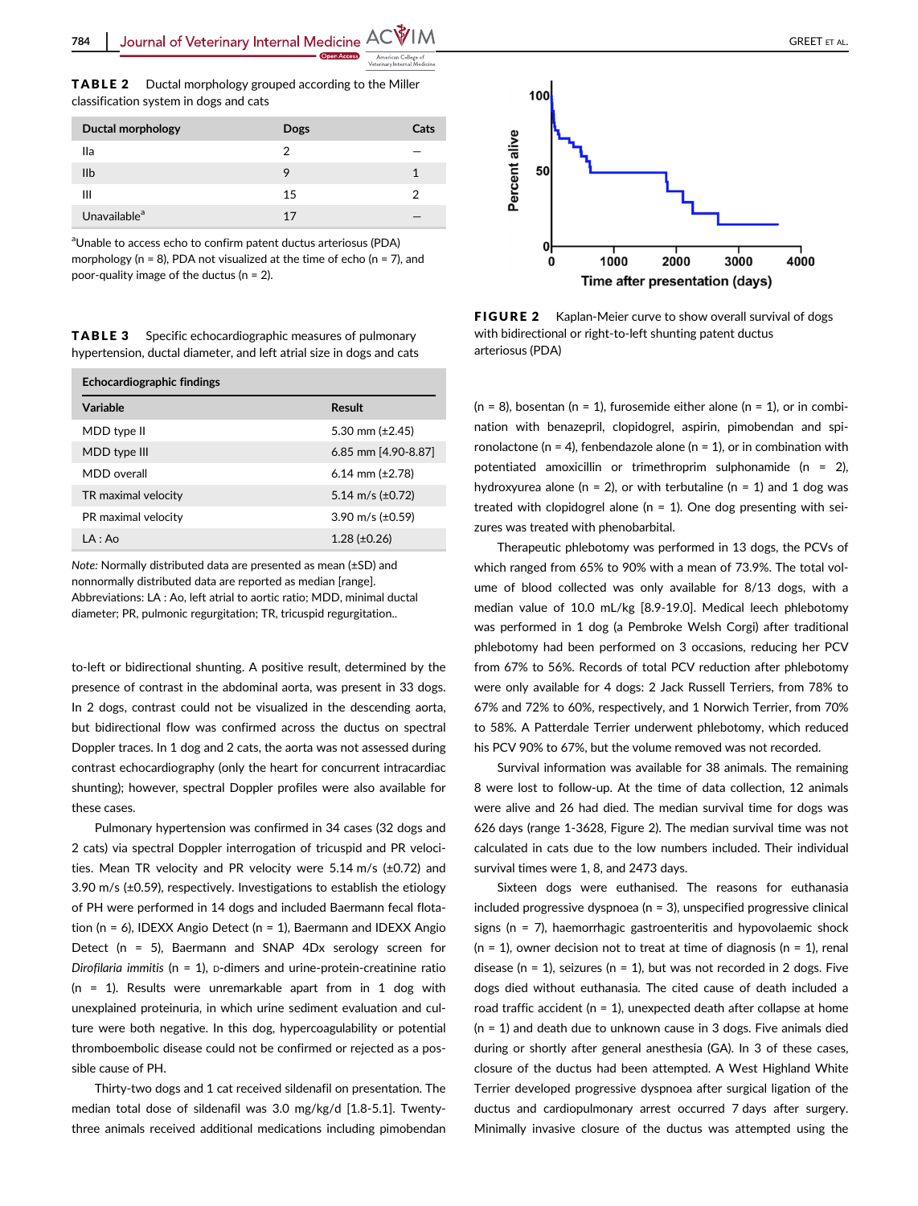**TABLE 2** Ductal morphology grouped according to the Miller classification system in dogs and cats

| Ductal morphology | Dogs | Cats |
|---|---|---|
| IIa | 2 | — |
| IIb | 9 | 1 |
| III | 15 | 2 |
| Unavailable[a] | 17 | — |

[a]Unable to access echo to confirm patent ductus arteriosus (PDA) morphology (n = 8), PDA not visualized at the time of echo (n = 7), and poor-quality image of the ductus (n = 2).

**TABLE 3** Specific echocardiographic measures of pulmonary hypertension, ductal diameter, and left atrial size in dogs and cats

| Echocardiographic findings | |
|---|---|
| **Variable** | **Result** |
| MDD type II | 5.30 mm (±2.45) |
| MDD type III | 6.85 mm [4.90-8.87] |
| MDD overall | 6.14 mm (±2.78) |
| TR maximal velocity | 5.14 m/s (±0.72) |
| PR maximal velocity | 3.90 m/s (±0.59) |
| LA : Ao | 1.28 (±0.26) |

*Note:* Normally distributed data are presented as mean (±SD) and nonnormally distributed data are reported as median [range]. Abbreviations: LA : Ao, left atrial to aortic ratio; MDD, minimal ductal diameter; PR, pulmonic regurgitation; TR, tricuspid regurgitation..

to-left or bidirectional shunting. A positive result, determined by the presence of contrast in the abdominal aorta, was present in 33 dogs. In 2 dogs, contrast could not be visualized in the descending aorta, but bidirectional flow was confirmed across the ductus on spectral Doppler traces. In 1 dog and 2 cats, the aorta was not assessed during contrast echocardiography (only the heart for concurrent intracardiac shunting); however, spectral Doppler profiles were also available for these cases.

Pulmonary hypertension was confirmed in 34 cases (32 dogs and 2 cats) via spectral Doppler interrogation of tricuspid and PR velocities. Mean TR velocity and PR velocity were 5.14 m/s (±0.72) and 3.90 m/s (±0.59), respectively. Investigations to establish the etiology of PH were performed in 14 dogs and included Baermann fecal flotation (n = 6), IDEXX Angio Detect (n = 1), Baermann and IDEXX Angio Detect (n = 5), Baermann and SNAP 4Dx serology screen for *Dirofilaria immitis* (n = 1), D-dimers and urine-protein-creatinine ratio (n = 1). Results were unremarkable apart from in 1 dog with unexplained proteinuria, in which urine sediment evaluation and culture were both negative. In this dog, hypercoagulability or potential thromboembolic disease could not be confirmed or rejected as a possible cause of PH.

Thirty-two dogs and 1 cat received sildenafil on presentation. The median total dose of sildenafil was 3.0 mg/kg/d [1.8-5.1]. Twenty-three animals received additional medications including pimobendan

**FIGURE 2** Kaplan-Meier curve to show overall survival of dogs with bidirectional or right-to-left shunting patent ductus arteriosus (PDA)

(n = 8), bosentan (n = 1), furosemide either alone (n = 1), or in combination with benazepril, clopidogrel, aspirin, pimobendan and spironolactone (n = 4), fenbendazole alone (n = 1), or in combination with potentiated amoxicillin or trimethroprim sulphonamide (n = 2), hydroxyurea alone (n = 2), or with terbutaline (n = 1) and 1 dog was treated with clopidogrel alone (n = 1). One dog presenting with seizures was treated with phenobarbital.

Therapeutic phlebotomy was performed in 13 dogs, the PCVs of which ranged from 65% to 90% with a mean of 73.9%. The total volume of blood collected was only available for 8/13 dogs, with a median value of 10.0 mL/kg [8.9-19.0]. Medical leech phlebotomy was performed in 1 dog (a Pembroke Welsh Corgi) after traditional phlebotomy had been performed on 3 occasions, reducing her PCV from 67% to 56%. Records of total PCV reduction after phlebotomy were only available for 4 dogs: 2 Jack Russell Terriers, from 78% to 67% and 72% to 60%, respectively, and 1 Norwich Terrier, from 70% to 58%. A Patterdale Terrier underwent phlebotomy, which reduced his PCV 90% to 67%, but the volume removed was not recorded.

Survival information was available for 38 animals. The remaining 8 were lost to follow-up. At the time of data collection, 12 animals were alive and 26 had died. The median survival time for dogs was 626 days (range 1-3628, Figure 2). The median survival time was not calculated in cats due to the low numbers included. Their individual survival times were 1, 8, and 2473 days.

Sixteen dogs were euthanised. The reasons for euthanasia included progressive dyspnoea (n = 3), unspecified progressive clinical signs (n = 7), haemorrhagic gastroenteritis and hypovolaemic shock (n = 1), owner decision not to treat at time of diagnosis (n = 1), renal disease (n = 1), seizures (n = 1), but was not recorded in 2 dogs. Five dogs died without euthanasia. The cited cause of death included a road traffic accident (n = 1), unexpected death after collapse at home (n = 1) and death due to unknown cause in 3 dogs. Five animals died during or shortly after general anesthesia (GA). In 3 of these cases, closure of the ductus had been attempted. A West Highland White Terrier developed progressive dyspnoea after surgical ligation of the ductus and cardiopulmonary arrest occurred 7 days after surgery. Minimally invasive closure of the ductus was attempted using the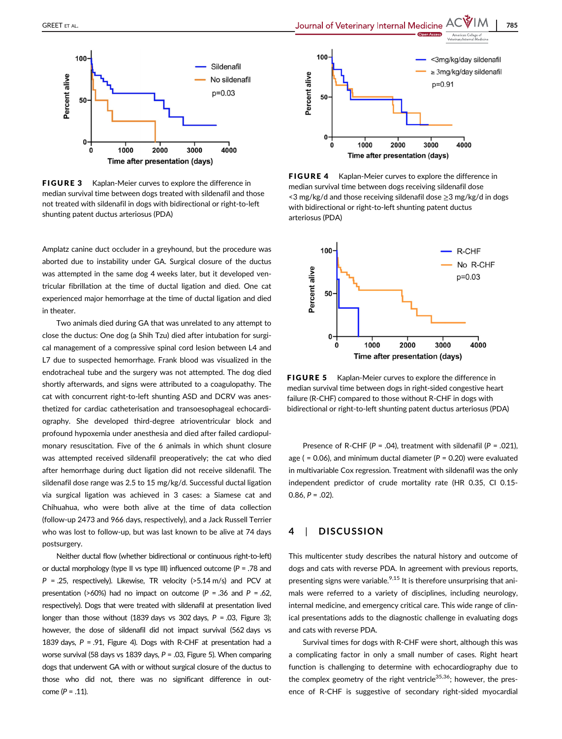FIGURE 3 Kaplan-Meier curves to explore the difference in median survival time between dogs treated with sildenafil and those not treated with sildenafil in dogs with bidirectional or right-to-left shunting patent ductus arteriosus (PDA)

Amplatz canine duct occluder in a greyhound, but the procedure was aborted due to instability under GA. Surgical closure of the ductus was attempted in the same dog 4 weeks later, but it developed ventricular fibrillation at the time of ductal ligation and died. One cat experienced major hemorrhage at the time of ductal ligation and died in theater.

Two animals died during GA that was unrelated to any attempt to close the ductus: One dog (a Shih Tzu) died after intubation for surgical management of a compressive spinal cord lesion between L4 and L7 due to suspected hemorrhage. Frank blood was visualized in the endotracheal tube and the surgery was not attempted. The dog died shortly afterwards, and signs were attributed to a coagulopathy. The cat with concurrent right-to-left shunting ASD and DCRV was anesthetized for cardiac catheterisation and transoesophageal echocardiography. She developed third-degree atrioventricular block and profound hypoxemia under anesthesia and died after failed cardiopulmonary resuscitation. Five of the 6 animals in which shunt closure was attempted received sildenafil preoperatively; the cat who died after hemorrhage during duct ligation did not receive sildenafil. The sildenafil dose range was 2.5 to 15 mg/kg/d. Successful ductal ligation via surgical ligation was achieved in 3 cases: a Siamese cat and Chihuahua, who were both alive at the time of data collection (follow-up 2473 and 966 days, respectively), and a Jack Russell Terrier who was lost to follow-up, but was last known to be alive at 74 days postsurgery.

Neither ductal flow (whether bidirectional or continuous right-to-left) or ductal morphology (type II vs type III) influenced outcome ($P$ = .78 and $P$ = .25, respectively). Likewise, TR velocity (>5.14 m/s) and PCV at presentation (>60%) had no impact on outcome ($P$ = .36 and $P$ = .62, respectively). Dogs that were treated with sildenafil at presentation lived longer than those without (1839 days vs 302 days, $P$ = .03, Figure 3); however, the dose of sildenafil did not impact survival (562 days vs 1839 days, $P$ = .91, Figure 4). Dogs with R-CHF at presentation had a worse survival (58 days vs 1839 days, $P$ = .03, Figure 5). When comparing dogs that underwent GA with or without surgical closure of the ductus to those who did not, there was no significant difference in outcome ($P$ = .11).

FIGURE 4 Kaplan-Meier curves to explore the difference in median survival time between dogs receiving sildenafil dose <3 mg/kg/d and those receiving sildenafil dose ≥3 mg/kg/d in dogs with bidirectional or right-to-left shunting patent ductus arteriosus (PDA)

FIGURE 5 Kaplan-Meier curves to explore the difference in median survival time between dogs in right-sided congestive heart failure (R-CHF) compared to those without R-CHF in dogs with bidirectional or right-to-left shunting patent ductus arteriosus (PDA)

Presence of R-CHF ($P$ = .04), treatment with sildenafil ($P$ = .021), age ( = 0.06), and minimum ductal diameter ($P$ = 0.20) were evaluated in multivariable Cox regression. Treatment with sildenafil was the only independent predictor of crude mortality rate (HR 0.35, CI 0.15-0.86, $P$ = .02).

## 4 | DISCUSSION

This multicenter study describes the natural history and outcome of dogs and cats with reverse PDA. In agreement with previous reports, presenting signs were variable.[9,15] It is therefore unsurprising that animals were referred to a variety of disciplines, including neurology, internal medicine, and emergency critical care. This wide range of clinical presentations adds to the diagnostic challenge in evaluating dogs and cats with reverse PDA.

Survival times for dogs with R-CHF were short, although this was a complicating factor in only a small number of cases. Right heart function is challenging to determine with echocardiography due to the complex geometry of the right ventricle[35,36]; however, the presence of R-CHF is suggestive of secondary right-sided myocardial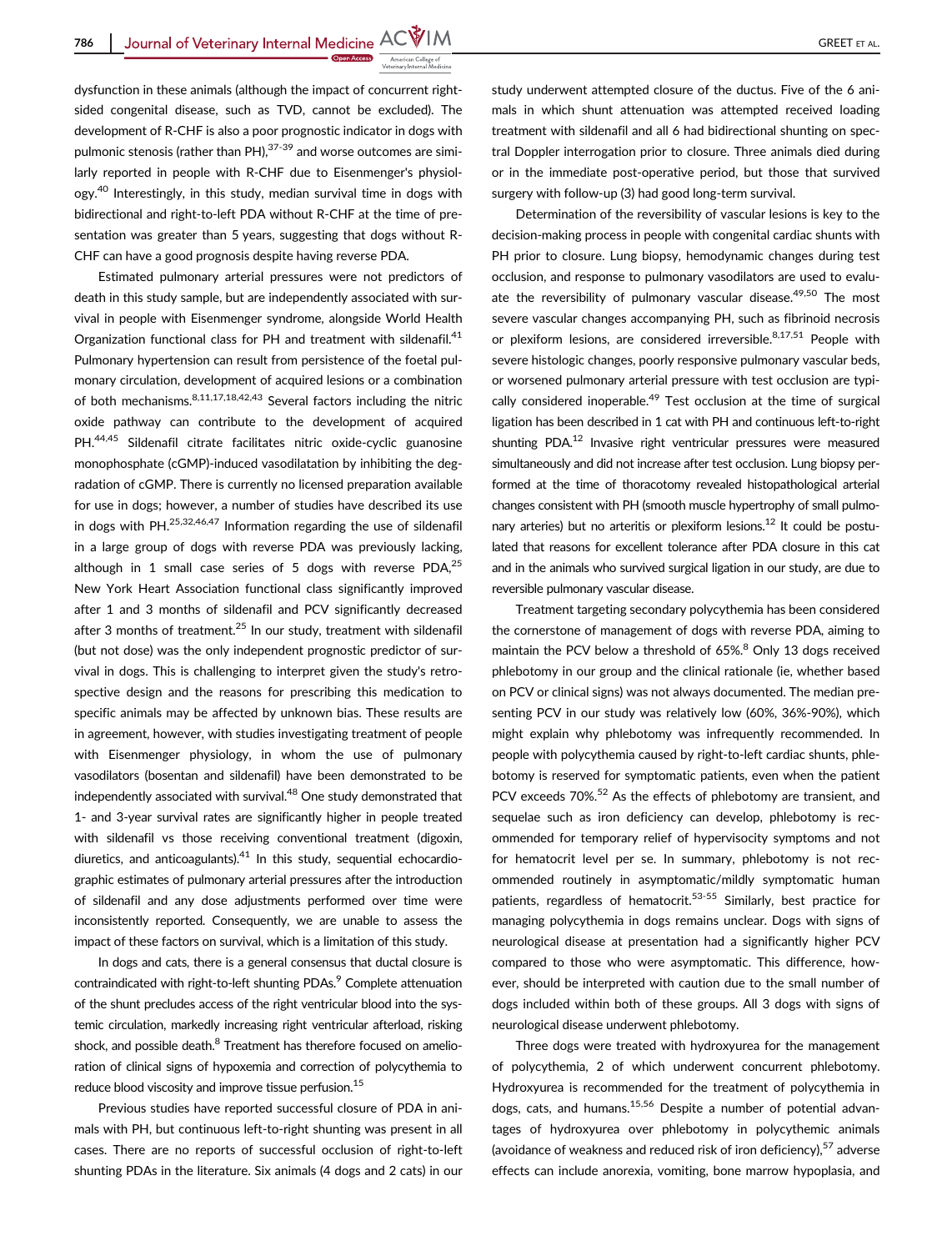dysfunction in these animals (although the impact of concurrent right-sided congenital disease, such as TVD, cannot be excluded). The development of R-CHF is also a poor prognostic indicator in dogs with pulmonic stenosis (rather than PH),[37-39] and worse outcomes are similarly reported in people with R-CHF due to Eisenmenger's physiology.[40] Interestingly, in this study, median survival time in dogs with bidirectional and right-to-left PDA without R-CHF at the time of presentation was greater than 5 years, suggesting that dogs without R-CHF can have a good prognosis despite having reverse PDA.

Estimated pulmonary arterial pressures were not predictors of death in this study sample, but are independently associated with survival in people with Eisenmenger syndrome, alongside World Health Organization functional class for PH and treatment with sildenafil.[41] Pulmonary hypertension can result from persistence of the foetal pulmonary circulation, development of acquired lesions or a combination of both mechanisms.[8,11,17,18,42,43] Several factors including the nitric oxide pathway can contribute to the development of acquired PH.[44,45] Sildenafil citrate facilitates nitric oxide-cyclic guanosine monophosphate (cGMP)-induced vasodilatation by inhibiting the degradation of cGMP. There is currently no licensed preparation available for use in dogs; however, a number of studies have described its use in dogs with PH.[25,32,46,47] Information regarding the use of sildenafil in a large group of dogs with reverse PDA was previously lacking, although in 1 small case series of 5 dogs with reverse PDA,[25] New York Heart Association functional class significantly improved after 1 and 3 months of sildenafil and PCV significantly decreased after 3 months of treatment.[25] In our study, treatment with sildenafil (but not dose) was the only independent prognostic predictor of survival in dogs. This is challenging to interpret given the study's retrospective design and the reasons for prescribing this medication to specific animals may be affected by unknown bias. These results are in agreement, however, with studies investigating treatment of people with Eisenmenger physiology, in whom the use of pulmonary vasodilators (bosentan and sildenafil) have been demonstrated to be independently associated with survival.[48] One study demonstrated that 1- and 3-year survival rates are significantly higher in people treated with sildenafil vs those receiving conventional treatment (digoxin, diuretics, and anticoagulants).[41] In this study, sequential echocardiographic estimates of pulmonary arterial pressures after the introduction of sildenafil and any dose adjustments performed over time were inconsistently reported. Consequently, we are unable to assess the impact of these factors on survival, which is a limitation of this study.

In dogs and cats, there is a general consensus that ductal closure is contraindicated with right-to-left shunting PDAs.[9] Complete attenuation of the shunt precludes access of the right ventricular blood into the systemic circulation, markedly increasing right ventricular afterload, risking shock, and possible death.[8] Treatment has therefore focused on amelioration of clinical signs of hypoxemia and correction of polycythemia to reduce blood viscosity and improve tissue perfusion.[15]

Previous studies have reported successful closure of PDA in animals with PH, but continuous left-to-right shunting was present in all cases. There are no reports of successful occlusion of right-to-left shunting PDAs in the literature. Six animals (4 dogs and 2 cats) in our study underwent attempted closure of the ductus. Five of the 6 animals in which shunt attenuation was attempted received loading treatment with sildenafil and all 6 had bidirectional shunting on spectral Doppler interrogation prior to closure. Three animals died during or in the immediate post-operative period, but those that survived surgery with follow-up (3) had good long-term survival.

Determination of the reversibility of vascular lesions is key to the decision-making process in people with congenital cardiac shunts with PH prior to closure. Lung biopsy, hemodynamic changes during test occlusion, and response to pulmonary vasodilators are used to evaluate the reversibility of pulmonary vascular disease.[49,50] The most severe vascular changes accompanying PH, such as fibrinoid necrosis or plexiform lesions, are considered irreversible.[8,17,51] People with severe histologic changes, poorly responsive pulmonary vascular beds, or worsened pulmonary arterial pressure with test occlusion are typically considered inoperable.[49] Test occlusion at the time of surgical ligation has been described in 1 cat with PH and continuous left-to-right shunting PDA.[12] Invasive right ventricular pressures were measured simultaneously and did not increase after test occlusion. Lung biopsy performed at the time of thoracotomy revealed histopathological arterial changes consistent with PH (smooth muscle hypertrophy of small pulmonary arteries) but no arteritis or plexiform lesions.[12] It could be postulated that reasons for excellent tolerance after PDA closure in this cat and in the animals who survived surgical ligation in our study, are due to reversible pulmonary vascular disease.

Treatment targeting secondary polycythemia has been considered the cornerstone of management of dogs with reverse PDA, aiming to maintain the PCV below a threshold of 65%.[8] Only 13 dogs received phlebotomy in our group and the clinical rationale (ie, whether based on PCV or clinical signs) was not always documented. The median presenting PCV in our study was relatively low (60%, 36%-90%), which might explain why phlebotomy was infrequently recommended. In people with polycythemia caused by right-to-left cardiac shunts, phlebotomy is reserved for symptomatic patients, even when the patient PCV exceeds 70%.[52] As the effects of phlebotomy are transient, and sequelae such as iron deficiency can develop, phlebotomy is recommended for temporary relief of hypervisocity symptoms and not for hematocrit level per se. In summary, phlebotomy is not recommended routinely in asymptomatic/mildly symptomatic human patients, regardless of hematocrit.[53-55] Similarly, best practice for managing polycythemia in dogs remains unclear. Dogs with signs of neurological disease at presentation had a significantly higher PCV compared to those who were asymptomatic. This difference, however, should be interpreted with caution due to the small number of dogs included within both of these groups. All 3 dogs with signs of neurological disease underwent phlebotomy.

Three dogs were treated with hydroxyurea for the management of polycythemia, 2 of which underwent concurrent phlebotomy. Hydroxyurea is recommended for the treatment of polycythemia in dogs, cats, and humans.[15,56] Despite a number of potential advantages of hydroxyurea over phlebotomy in polycythemic animals (avoidance of weakness and reduced risk of iron deficiency),[57] adverse effects can include anorexia, vomiting, bone marrow hypoplasia, and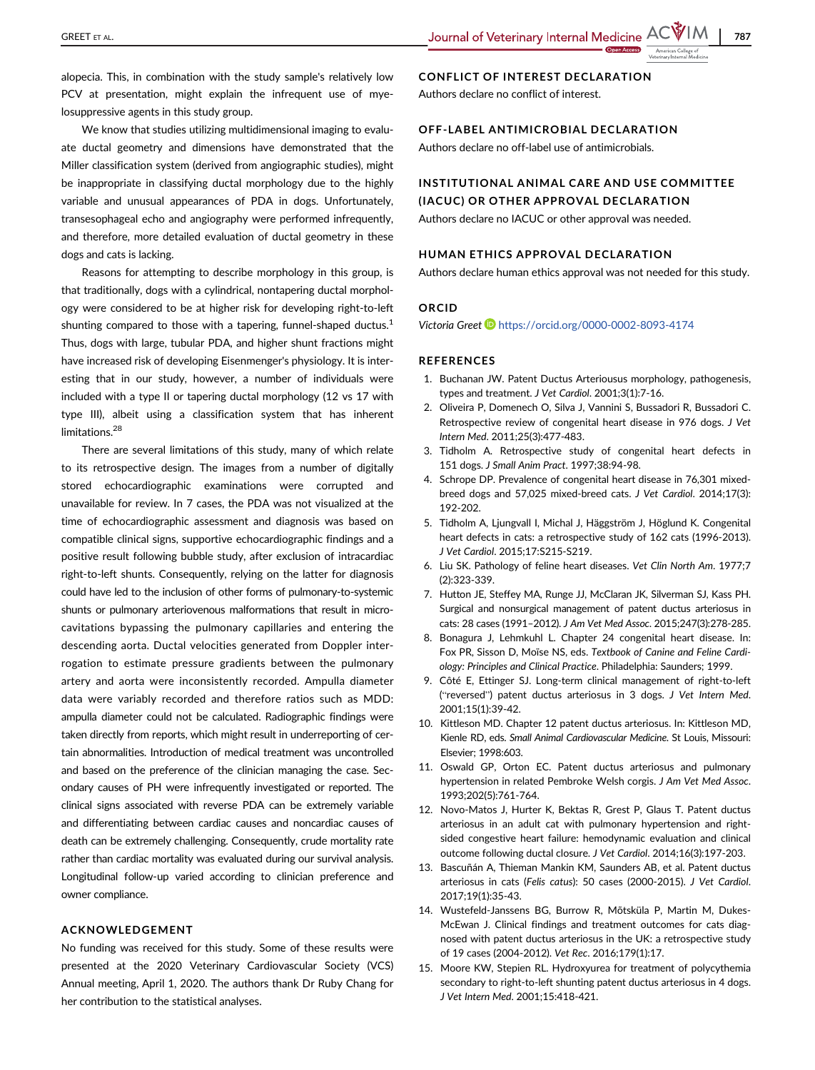alopecia. This, in combination with the study sample's relatively low PCV at presentation, might explain the infrequent use of myelosuppressive agents in this study group.

We know that studies utilizing multidimensional imaging to evaluate ductal geometry and dimensions have demonstrated that the Miller classification system (derived from angiographic studies), might be inappropriate in classifying ductal morphology due to the highly variable and unusual appearances of PDA in dogs. Unfortunately, transesophageal echo and angiography were performed infrequently, and therefore, more detailed evaluation of ductal geometry in these dogs and cats is lacking.

Reasons for attempting to describe morphology in this group, is that traditionally, dogs with a cylindrical, nontapering ductal morphology were considered to be at higher risk for developing right-to-left shunting compared to those with a tapering, funnel-shaped ductus.[1] Thus, dogs with large, tubular PDA, and higher shunt fractions might have increased risk of developing Eisenmenger's physiology. It is interesting that in our study, however, a number of individuals were included with a type II or tapering ductal morphology (12 vs 17 with type III), albeit using a classification system that has inherent limitations.[28]

There are several limitations of this study, many of which relate to its retrospective design. The images from a number of digitally stored echocardiographic examinations were corrupted and unavailable for review. In 7 cases, the PDA was not visualized at the time of echocardiographic assessment and diagnosis was based on compatible clinical signs, supportive echocardiographic findings and a positive result following bubble study, after exclusion of intracardiac right-to-left shunts. Consequently, relying on the latter for diagnosis could have led to the inclusion of other forms of pulmonary-to-systemic shunts or pulmonary arteriovenous malformations that result in microcavitations bypassing the pulmonary capillaries and entering the descending aorta. Ductal velocities generated from Doppler interrogation to estimate pressure gradients between the pulmonary artery and aorta were inconsistently recorded. Ampulla diameter data were variably recorded and therefore ratios such as MDD: ampulla diameter could not be calculated. Radiographic findings were taken directly from reports, which might result in underreporting of certain abnormalities. Introduction of medical treatment was uncontrolled and based on the preference of the clinician managing the case. Secondary causes of PH were infrequently investigated or reported. The clinical signs associated with reverse PDA can be extremely variable and differentiating between cardiac causes and noncardiac causes of death can be extremely challenging. Consequently, crude mortality rate rather than cardiac mortality was evaluated during our survival analysis. Longitudinal follow-up varied according to clinician preference and owner compliance.

## ACKNOWLEDGEMENT

No funding was received for this study. Some of these results were presented at the 2020 Veterinary Cardiovascular Society (VCS) Annual meeting, April 1, 2020. The authors thank Dr Ruby Chang for her contribution to the statistical analyses.

## CONFLICT OF INTEREST DECLARATION

Authors declare no conflict of interest.

## OFF-LABEL ANTIMICROBIAL DECLARATION

Authors declare no off-label use of antimicrobials.

## INSTITUTIONAL ANIMAL CARE AND USE COMMITTEE (IACUC) OR OTHER APPROVAL DECLARATION

Authors declare no IACUC or other approval was needed.

## HUMAN ETHICS APPROVAL DECLARATION

Authors declare human ethics approval was not needed for this study.

## ORCID

*Victoria Greet* https://orcid.org/0000-0002-8093-4174

## REFERENCES

1. Buchanan JW. Patent Ductus Arteriousus morphology, pathogenesis, types and treatment. *J Vet Cardiol*. 2001;3(1):7-16.
2. Oliveira P, Domenech O, Silva J, Vannini S, Bussadori R, Bussadori C. Retrospective review of congenital heart disease in 976 dogs. *J Vet Intern Med*. 2011;25(3):477-483.
3. Tidholm A. Retrospective study of congenital heart defects in 151 dogs. *J Small Anim Pract*. 1997;38:94-98.
4. Schrope DP. Prevalence of congenital heart disease in 76,301 mixed-breed dogs and 57,025 mixed-breed cats. *J Vet Cardiol*. 2014;17(3): 192-202.
5. Tidholm A, Ljungvall I, Michal J, Häggström J, Höglund K. Congenital heart defects in cats: a retrospective study of 162 cats (1996-2013). *J Vet Cardiol*. 2015;17:S215-S219.
6. Liu SK. Pathology of feline heart diseases. *Vet Clin North Am*. 1977;7 (2):323-339.
7. Hutton JE, Steffey MA, Runge JJ, McClaran JK, Silverman SJ, Kass PH. Surgical and nonsurgical management of patent ductus arteriosus in cats: 28 cases (1991–2012). *J Am Vet Med Assoc*. 2015;247(3):278-285.
8. Bonagura J, Lehmkuhl L. Chapter 24 congenital heart disease. In: Fox PR, Sisson D, Moïse NS, eds. *Textbook of Canine and Feline Cardiology: Principles and Clinical Practice*. Philadelphia: Saunders; 1999.
9. Côté E, Ettinger SJ. Long-term clinical management of right-to-left ("reversed") patent ductus arteriosus in 3 dogs. *J Vet Intern Med*. 2001;15(1):39-42.
10. Kittleson MD. Chapter 12 patent ductus arteriosus. In: Kittleson MD, Kienle RD, eds. *Small Animal Cardiovascular Medicine*. St Louis, Missouri: Elsevier; 1998:603.
11. Oswald GP, Orton EC. Patent ductus arteriosus and pulmonary hypertension in related Pembroke Welsh corgis. *J Am Vet Med Assoc*. 1993;202(5):761-764.
12. Novo-Matos J, Hurter K, Bektas R, Grest P, Glaus T. Patent ductus arteriosus in an adult cat with pulmonary hypertension and right-sided congestive heart failure: hemodynamic evaluation and clinical outcome following ductal closure. *J Vet Cardiol*. 2014;16(3):197-203.
13. Bascuñán A, Thieman Mankin KM, Saunders AB, et al. Patent ductus arteriosus in cats (*Felis catus*): 50 cases (2000-2015). *J Vet Cardiol*. 2017;19(1):35-43.
14. Wustefeld-Janssens BG, Burrow R, Mõtsküla P, Martin M, Dukes-McEwan J. Clinical findings and treatment outcomes for cats diagnosed with patent ductus arteriosus in the UK: a retrospective study of 19 cases (2004-2012). *Vet Rec*. 2016;179(1):17.
15. Moore KW, Stepien RL. Hydroxyurea for treatment of polycythemia secondary to right-to-left shunting patent ductus arteriosus in 4 dogs. *J Vet Intern Med*. 2001;15:418-421.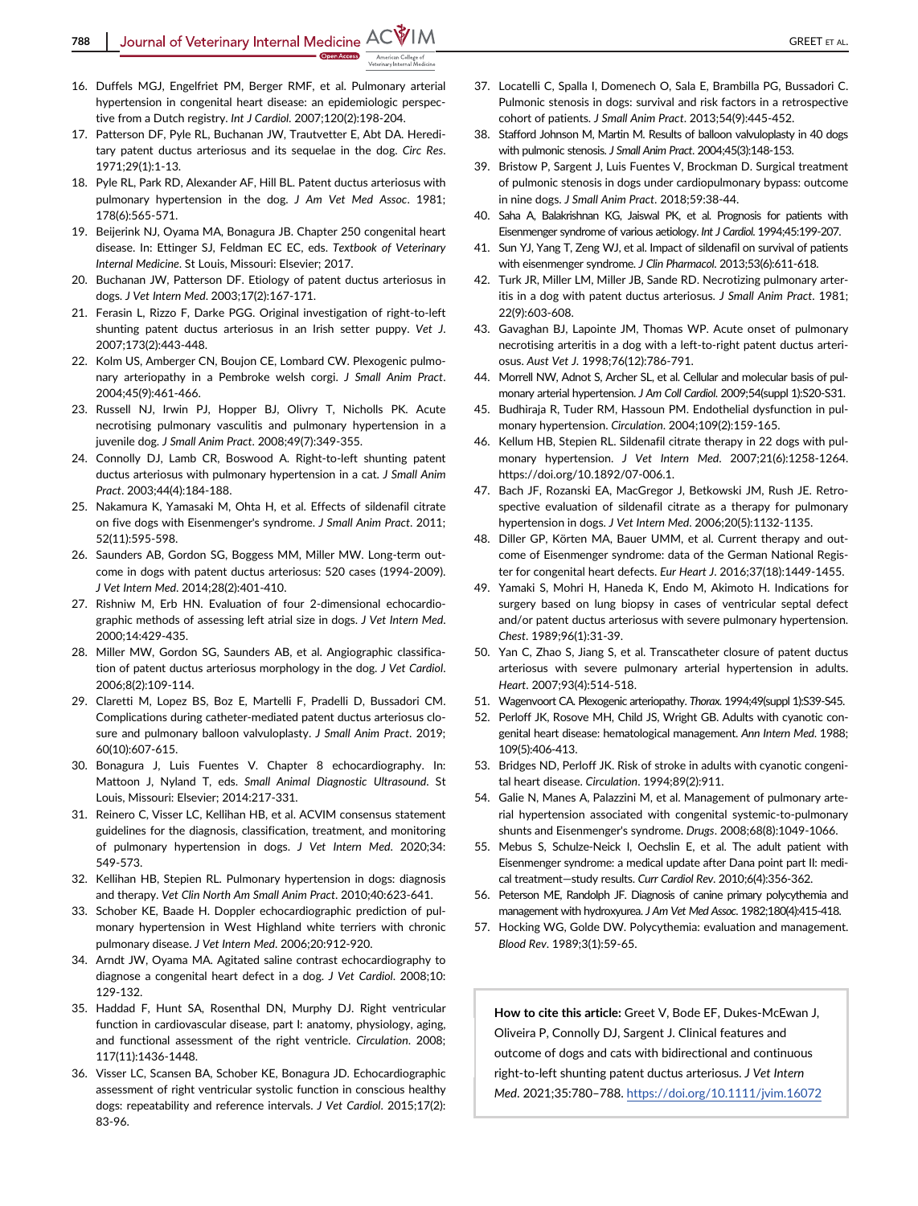16. Duffels MGJ, Engelfriet PM, Berger RMF, et al. Pulmonary arterial hypertension in congenital heart disease: an epidemiologic perspective from a Dutch registry. *Int J Cardiol*. 2007;120(2):198-204.
17. Patterson DF, Pyle RL, Buchanan JW, Trautvetter E, Abt DA. Hereditary patent ductus arteriosus and its sequelae in the dog. *Circ Res*. 1971;29(1):1-13.
18. Pyle RL, Park RD, Alexander AF, Hill BL. Patent ductus arteriosus with pulmonary hypertension in the dog. *J Am Vet Med Assoc*. 1981; 178(6):565-571.
19. Beijerink NJ, Oyama MA, Bonagura JB. Chapter 250 congenital heart disease. In: Ettinger SJ, Feldman EC EC, eds. *Textbook of Veterinary Internal Medicine*. St Louis, Missouri: Elsevier; 2017.
20. Buchanan JW, Patterson DF. Etiology of patent ductus arteriosus in dogs. *J Vet Intern Med*. 2003;17(2):167-171.
21. Ferasin L, Rizzo F, Darke PGG. Original investigation of right-to-left shunting patent ductus arteriosus in an Irish setter puppy. *Vet J*. 2007;173(2):443-448.
22. Kolm US, Amberger CN, Boujon CE, Lombard CW. Plexogenic pulmonary arteriopathy in a Pembroke welsh corgi. *J Small Anim Pract*. 2004;45(9):461-466.
23. Russell NJ, Irwin PJ, Hopper BJ, Olivry T, Nicholls PK. Acute necrotising pulmonary vasculitis and pulmonary hypertension in a juvenile dog. *J Small Anim Pract*. 2008;49(7):349-355.
24. Connolly DJ, Lamb CR, Boswood A. Right-to-left shunting patent ductus arteriosus with pulmonary hypertension in a cat. *J Small Anim Pract*. 2003;44(4):184-188.
25. Nakamura K, Yamasaki M, Ohta H, et al. Effects of sildenafil citrate on five dogs with Eisenmenger's syndrome. *J Small Anim Pract*. 2011; 52(11):595-598.
26. Saunders AB, Gordon SG, Boggess MM, Miller MW. Long-term outcome in dogs with patent ductus arteriosus: 520 cases (1994-2009). *J Vet Intern Med*. 2014;28(2):401-410.
27. Rishniw M, Erb HN. Evaluation of four 2-dimensional echocardiographic methods of assessing left atrial size in dogs. *J Vet Intern Med*. 2000;14:429-435.
28. Miller MW, Gordon SG, Saunders AB, et al. Angiographic classification of patent ductus arteriosus morphology in the dog. *J Vet Cardiol*. 2006;8(2):109-114.
29. Claretti M, Lopez BS, Boz E, Martelli F, Pradelli D, Bussadori CM. Complications during catheter-mediated patent ductus arteriosus closure and pulmonary balloon valvuloplasty. *J Small Anim Pract*. 2019; 60(10):607-615.
30. Bonagura J, Luis Fuentes V. Chapter 8 echocardiography. In: Mattoon J, Nyland T, eds. *Small Animal Diagnostic Ultrasound*. St Louis, Missouri: Elsevier; 2014:217-331.
31. Reinero C, Visser LC, Kellihan HB, et al. ACVIM consensus statement guidelines for the diagnosis, classification, treatment, and monitoring of pulmonary hypertension in dogs. *J Vet Intern Med*. 2020;34: 549-573.
32. Kellihan HB, Stepien RL. Pulmonary hypertension in dogs: diagnosis and therapy. *Vet Clin North Am Small Anim Pract*. 2010;40:623-641.
33. Schober KE, Baade H. Doppler echocardiographic prediction of pulmonary hypertension in West Highland white terriers with chronic pulmonary disease. *J Vet Intern Med*. 2006;20:912-920.
34. Arndt JW, Oyama MA. Agitated saline contrast echocardiography to diagnose a congenital heart defect in a dog. *J Vet Cardiol*. 2008;10: 129-132.
35. Haddad F, Hunt SA, Rosenthal DN, Murphy DJ. Right ventricular function in cardiovascular disease, part I: anatomy, physiology, aging, and functional assessment of the right ventricle. *Circulation*. 2008; 117(11):1436-1448.
36. Visser LC, Scansen BA, Schober KE, Bonagura JD. Echocardiographic assessment of right ventricular systolic function in conscious healthy dogs: repeatability and reference intervals. *J Vet Cardiol*. 2015;17(2): 83-96.
37. Locatelli C, Spalla I, Domenech O, Sala E, Brambilla PG, Bussadori C. Pulmonic stenosis in dogs: survival and risk factors in a retrospective cohort of patients. *J Small Anim Pract*. 2013;54(9):445-452.
38. Stafford Johnson M, Martin M. Results of balloon valvuloplasty in 40 dogs with pulmonic stenosis. *J Small Anim Pract*. 2004;45(3):148-153.
39. Bristow P, Sargent J, Luis Fuentes V, Brockman D. Surgical treatment of pulmonic stenosis in dogs under cardiopulmonary bypass: outcome in nine dogs. *J Small Anim Pract*. 2018;59:38-44.
40. Saha A, Balakrishnan KG, Jaiswal PK, et al. Prognosis for patients with Eisenmenger syndrome of various aetiology. *Int J Cardiol*. 1994;45:199-207.
41. Sun YJ, Yang T, Zeng WJ, et al. Impact of sildenafil on survival of patients with eisenmenger syndrome. *J Clin Pharmacol*. 2013;53(6):611-618.
42. Turk JR, Miller LM, Miller JB, Sande RD. Necrotizing pulmonary arteritis in a dog with patent ductus arteriosus. *J Small Anim Pract*. 1981; 22(9):603-608.
43. Gavaghan BJ, Lapointe JM, Thomas WP. Acute onset of pulmonary necrotising arteritis in a dog with a left-to-right patent ductus arteriosus. *Aust Vet J*. 1998;76(12):786-791.
44. Morrell NW, Adnot S, Archer SL, et al. Cellular and molecular basis of pulmonary arterial hypertension. *J Am Coll Cardiol*. 2009;54(suppl 1):S20-S31.
45. Budhiraja R, Tuder RM, Hassoun PM. Endothelial dysfunction in pulmonary hypertension. *Circulation*. 2004;109(2):159-165.
46. Kellum HB, Stepien RL. Sildenafil citrate therapy in 22 dogs with pulmonary hypertension. *J Vet Intern Med*. 2007;21(6):1258-1264. https://doi.org/10.1892/07-006.1.
47. Bach JF, Rozanski EA, MacGregor J, Betkowski JM, Rush JE. Retrospective evaluation of sildenafil citrate as a therapy for pulmonary hypertension in dogs. *J Vet Intern Med*. 2006;20(5):1132-1135.
48. Diller GP, Körten MA, Bauer UMM, et al. Current therapy and outcome of Eisenmenger syndrome: data of the German National Register for congenital heart defects. *Eur Heart J*. 2016;37(18):1449-1455.
49. Yamaki S, Mohri H, Haneda K, Endo M, Akimoto H. Indications for surgery based on lung biopsy in cases of ventricular septal defect and/or patent ductus arteriosus with severe pulmonary hypertension. *Chest*. 1989;96(1):31-39.
50. Yan C, Zhao S, Jiang S, et al. Transcatheter closure of patent ductus arteriosus with severe pulmonary arterial hypertension in adults. *Heart*. 2007;93(4):514-518.
51. Wagenvoort CA. Plexogenic arteriopathy. *Thorax*. 1994;49(suppl 1):S39-S45.
52. Perloff JK, Rosove MH, Child JS, Wright GB. Adults with cyanotic congenital heart disease: hematological management. *Ann Intern Med*. 1988; 109(5):406-413.
53. Bridges ND, Perloff JK. Risk of stroke in adults with cyanotic congenital heart disease. *Circulation*. 1994;89(2):911.
54. Galie N, Manes A, Palazzini M, et al. Management of pulmonary arterial hypertension associated with congenital systemic-to-pulmonary shunts and Eisenmenger's syndrome. *Drugs*. 2008;68(8):1049-1066.
55. Mebus S, Schulze-Neick I, Oechslin E, et al. The adult patient with Eisenmenger syndrome: a medical update after Dana point part II: medical treatment—study results. *Curr Cardiol Rev*. 2010;6(4):356-362.
56. Peterson ME, Randolph JF. Diagnosis of canine primary polycythemia and management with hydroxyurea. *J Am Vet Med Assoc*. 1982;180(4):415-418.
57. Hocking WG, Golde DW. Polycythemia: evaluation and management. *Blood Rev*. 1989;3(1):59-65.

**How to cite this article:** Greet V, Bode EF, Dukes-McEwan J, Oliveira P, Connolly DJ, Sargent J. Clinical features and outcome of dogs and cats with bidirectional and continuous right-to-left shunting patent ductus arteriosus. *J Vet Intern Med*. 2021;35:780–788. https://doi.org/10.1111/jvim.16072